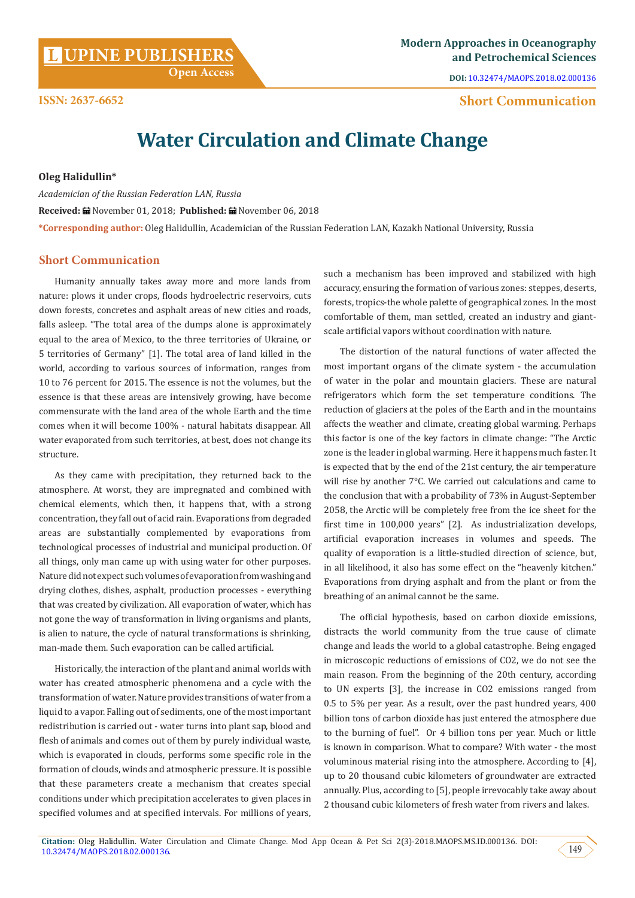**Short Communication**

# Water Circulation and Climate Change

**Oleg Halidullin***

*Academician of the Russian Federation LAN, Russia*

**Received:** November 01, 2018; **Published:** November 06, 2018

***Corresponding author:** Oleg Halidullin, Academician of the Russian Federation LAN, Kazakh National University, Russia

## Short Communication

Humanity annually takes away more and more lands from nature: plows it under crops, floods hydroelectric reservoirs, cuts down forests, concretes and asphalt areas of new cities and roads, falls asleep. "The total area of the dumps alone is approximately equal to the area of Mexico, to the three territories of Ukraine, or 5 territories of Germany" [1]. The total area of land killed in the world, according to various sources of information, ranges from 10 to 76 percent for 2015. The essence is not the volumes, but the essence is that these areas are intensively growing, have become commensurate with the land area of the whole Earth and the time comes when it will become 100% - natural habitats disappear. All water evaporated from such territories, at best, does not change its structure.

As they came with precipitation, they returned back to the atmosphere. At worst, they are impregnated and combined with chemical elements, which then, it happens that, with a strong concentration, they fall out of acid rain. Evaporations from degraded areas are substantially complemented by evaporations from technological processes of industrial and municipal production. Of all things, only man came up with using water for other purposes. Nature did not expect such volumes of evaporation from washing and drying clothes, dishes, asphalt, production processes - everything that was created by civilization. All evaporation of water, which has not gone the way of transformation in living organisms and plants, is alien to nature, the cycle of natural transformations is shrinking, man-made them. Such evaporation can be called artificial.

Historically, the interaction of the plant and animal worlds with water has created atmospheric phenomena and a cycle with the transformation of water. Nature provides transitions of water from a liquid to a vapor. Falling out of sediments, one of the most important redistribution is carried out - water turns into plant sap, blood and flesh of animals and comes out of them by purely individual waste, which is evaporated in clouds, performs some specific role in the formation of clouds, winds and atmospheric pressure. It is possible that these parameters create a mechanism that creates special conditions under which precipitation accelerates to given places in specified volumes and at specified intervals. For millions of years, such a mechanism has been improved and stabilized with high accuracy, ensuring the formation of various zones: steppes, deserts, forests, tropics-the whole palette of geographical zones. In the most comfortable of them, man settled, created an industry and giant-scale artificial vapors without coordination with nature.

The distortion of the natural functions of water affected the most important organs of the climate system - the accumulation of water in the polar and mountain glaciers. These are natural refrigerators which form the set temperature conditions. The reduction of glaciers at the poles of the Earth and in the mountains affects the weather and climate, creating global warming. Perhaps this factor is one of the key factors in climate change: "The Arctic zone is the leader in global warming. Here it happens much faster. It is expected that by the end of the 21st century, the air temperature will rise by another 7°C. We carried out calculations and came to the conclusion that with a probability of 73% in August-September 2058, the Arctic will be completely free from the ice sheet for the first time in 100,000 years" [2]. As industrialization develops, artificial evaporation increases in volumes and speeds. The quality of evaporation is a little-studied direction of science, but, in all likelihood, it also has some effect on the "heavenly kitchen." Evaporations from drying asphalt and from the plant or from the breathing of an animal cannot be the same.

The official hypothesis, based on carbon dioxide emissions, distracts the world community from the true cause of climate change and leads the world to a global catastrophe. Being engaged in microscopic reductions of emissions of $CO_2$, we do not see the main reason. From the beginning of the 20th century, according to UN experts [3], the increase in $CO_2$ emissions ranged from 0.5 to 5% per year. As a result, over the past hundred years, 400 billion tons of carbon dioxide has just entered the atmosphere due to the burning of fuel". Or 4 billion tons per year. Much or little is known in comparison. What to compare? With water - the most voluminous material rising into the atmosphere. According to [4], up to 20 thousand cubic kilometers of groundwater are extracted annually. Plus, according to [5], people irrevocably take away about 2 thousand cubic kilometers of fresh water from rivers and lakes.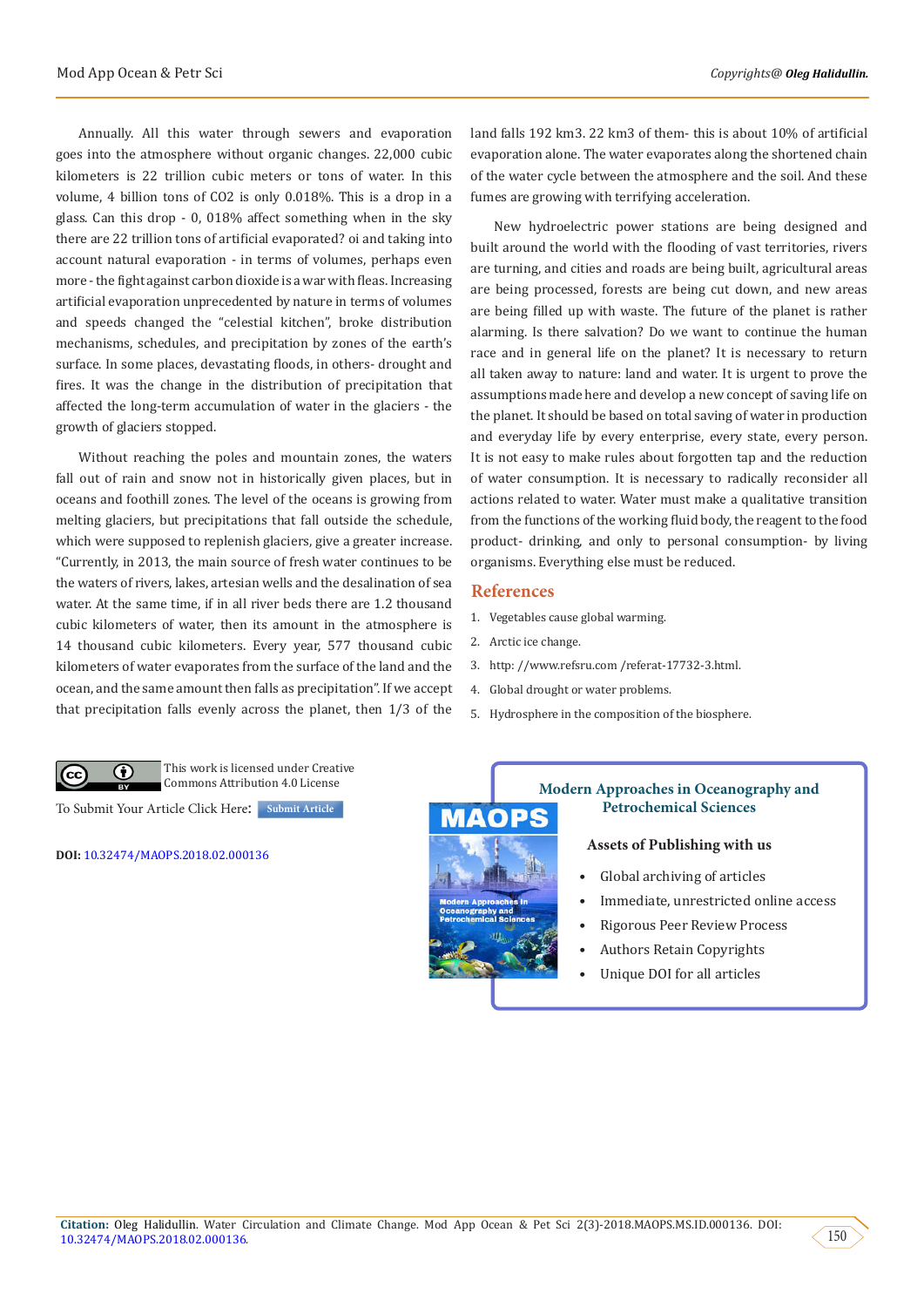Annually. All this water through sewers and evaporation goes into the atmosphere without organic changes. 22,000 cubic kilometers is 22 trillion cubic meters or tons of water. In this volume, 4 billion tons of $CO_2$ is only 0.018%. This is a drop in a glass. Can this drop - 0, 018% affect something when in the sky there are 22 trillion tons of artificial evaporated? oi and taking into account natural evaporation - in terms of volumes, perhaps even more - the fight against carbon dioxide is a war with fleas. Increasing artificial evaporation unprecedented by nature in terms of volumes and speeds changed the "celestial kitchen", broke distribution mechanisms, schedules, and precipitation by zones of the earth's surface. In some places, devastating floods, in others- drought and fires. It was the change in the distribution of precipitation that affected the long-term accumulation of water in the glaciers - the growth of glaciers stopped.

Without reaching the poles and mountain zones, the waters fall out of rain and snow not in historically given places, but in oceans and foothill zones. The level of the oceans is growing from melting glaciers, but precipitations that fall outside the schedule, which were supposed to replenish glaciers, give a greater increase. "Currently, in 2013, the main source of fresh water continues to be the waters of rivers, lakes, artesian wells and the desalination of sea water. At the same time, if in all river beds there are 1.2 thousand cubic kilometers of water, then its amount in the atmosphere is 14 thousand cubic kilometers. Every year, 577 thousand cubic kilometers of water evaporates from the surface of the land and the ocean, and the same amount then falls as precipitation". If we accept that precipitation falls evenly across the planet, then 1/3 of the land falls 192 km3. 22 km3 of them- this is about 10% of artificial evaporation alone. The water evaporates along the shortened chain of the water cycle between the atmosphere and the soil. And these fumes are growing with terrifying acceleration.

New hydroelectric power stations are being designed and built around the world with the flooding of vast territories, rivers are turning, and cities and roads are being built, agricultural areas are being processed, forests are being cut down, and new areas are being filled up with waste. The future of the planet is rather alarming. Is there salvation? Do we want to continue the human race and in general life on the planet? It is necessary to return all taken away to nature: land and water. It is urgent to prove the assumptions made here and develop a new concept of saving life on the planet. It should be based on total saving of water in production and everyday life by every enterprise, every state, every person. It is not easy to make rules about forgotten tap and the reduction of water consumption. It is necessary to radically reconsider all actions related to water. Water must make a qualitative transition from the functions of the working fluid body, the reagent to the food product- drinking, and only to personal consumption- by living organisms. Everything else must be reduced.

## References

1. Vegetables cause global warming.
2. Arctic ice change.
3. http: //www.refsru.com /referat-17732-3.html.
4. Global drought or water problems.
5. Hydrosphere in the composition of the biosphere.

This work is licensed under Creative Commons Attribution 4.0 License

To Submit Your Article Click Here: Submit Article

**DOI:** 10.32474/MAOPS.2018.02.000136

### Modern Approaches in Oceanography and Petrochemical Sciences

MAOPS

**Assets of Publishing with us**

- Global archiving of articles
- Immediate, unrestricted online access
- Rigorous Peer Review Process
- Authors Retain Copyrights
- Unique DOI for all articles

**Citation:** Oleg Halidullin. Water Circulation and Climate Change. Mod App Ocean & Pet Sci 2(3)-2018.MAOPS.MS.ID.000136. DOI: 10.32474/MAOPS.2018.02.000136.